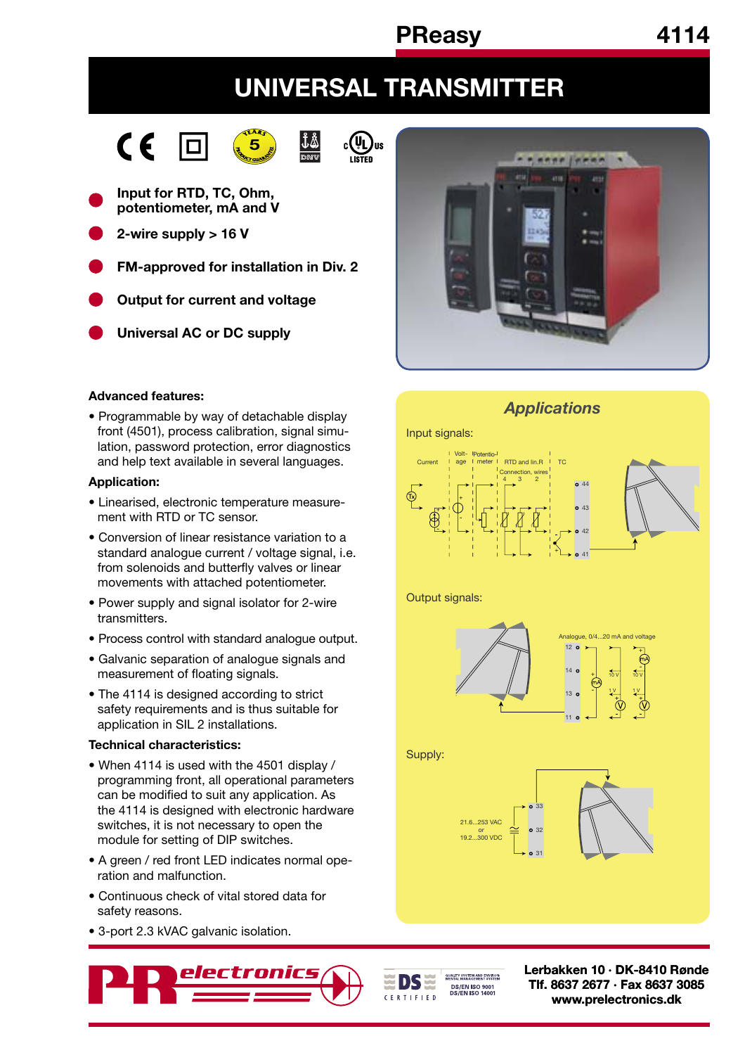# PReasy 4114

# UNIVERSAL TRANSMITTER

- **Input for RTD, TC, Ohm, potentiometer, mA and V**
- **2-wire supply > 16 V**
- **FM-approved for installation in Div. 2**
- **Output for current and voltage**
- **Universal AC or DC supply**

### Advanced features:

- Programmable by way of detachable display front (4501), process calibration, signal simulation, password protection, error diagnostics and help text available in several languages.

### Application:

- Linearised, electronic temperature measurement with RTD or TC sensor.
- Conversion of linear resistance variation to a standard analogue current / voltage signal, i.e. from solenoids and butterfly valves or linear movements with attached potentiometer.
- Power supply and signal isolator for 2-wire transmitters.
- Process control with standard analogue output.
- Galvanic separation of analogue signals and measurement of floating signals.
- The 4114 is designed according to strict safety requirements and is thus suitable for application in SIL 2 installations.

### Technical characteristics:

- When 4114 is used with the 4501 display / programming front, all operational parameters can be modified to suit any application. As the 4114 is designed with electronic hardware switches, it is not necessary to open the module for setting of DIP switches.
- A green / red front LED indicates normal operation and malfunction.
- Continuous check of vital stored data for safety reasons.
- 3-port 2.3 kVAC galvanic isolation.

## Applications

Input signals:

Current
Volt-age
Potentio-meter
RTD and lin.R
Connection, wires 4 3 2
TC
Tx
44
43
42
41

Output signals:

Analogue, 0/4...20 mA and voltage
12
14
13
11
mA
10 V
1 V
V

Supply:

21.6...253 VAC
or
19.2...300 VDC
33
32
31

Lerbakken 10 · DK-8410 Rønde
Tlf. 8637 2677 · Fax 8637 3085
www.prelectronics.dk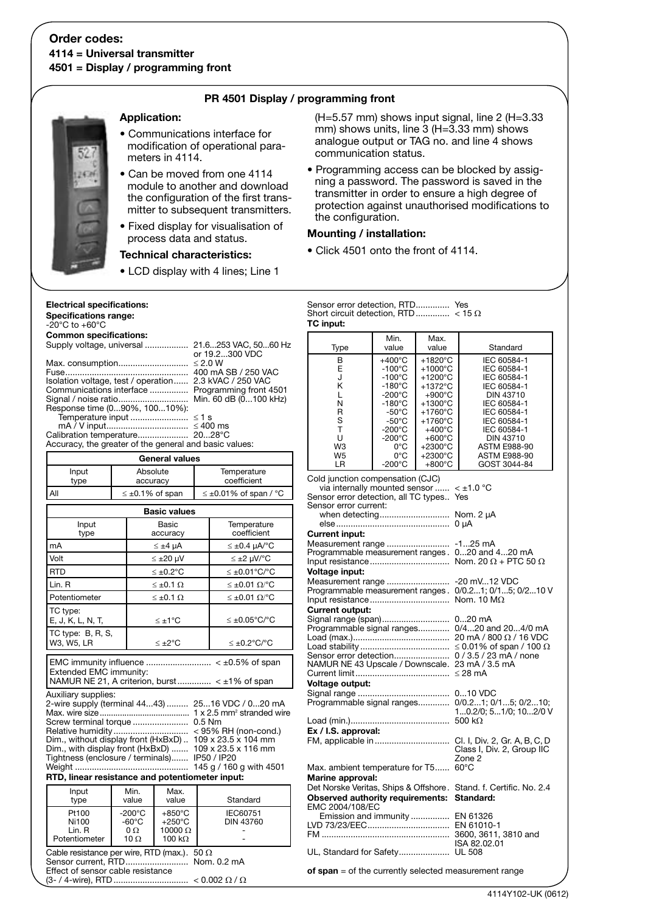**Order codes:**
**4114 = Universal transmitter**
**4501 = Display / programming front**

## PR 4501 Display / programming front

### Application:

- Communications interface for modification of operational parameters in 4114.
- Can be moved from one 4114 module to another and download the configuration of the first transmitter to subsequent transmitters.
- Fixed display for visualisation of process data and status.

### Technical characteristics:

- LCD display with 4 lines; Line 1 (H=5.57 mm) shows input signal, line 2 (H=3.33 mm) shows units, line 3 (H=3.33 mm) shows analogue output or TAG no. and line 4 shows communication status.
- Programming access can be blocked by assigning a password. The password is saved in the transmitter in order to ensure a high degree of protection against unauthorised modifications to the configuration.

### Mounting / installation:

- Click 4501 onto the front of 4114.

**Electrical specifications:**

**Specifications range:**
-20°C to +60°C

**Common specifications:**

Supply voltage, universal .................. 21.6...253 VAC, 50...60 Hz or 19.2...300 VDC
Max. consumption.............................. ≤ 2.0 W
Fuse.................................................... 400 mA SB / 250 VAC
Isolation voltage, test / operation...... 2.3 kVAC / 250 VAC
Communications interface ................ Programming front 4501
Signal / noise ratio.............................. Min. 60 dB (0...100 kHz)
Response time (0...90%, 100...10%):
Temperature input ........................ ≤ 1 s
mA / V input.................................. ≤ 400 ms
Calibration temperature..................... 20...28°C
Accuracy, the greater of the general and basic values:

| General values | | |
|---|---|---|
| Input type | Absolute accuracy | Temperature coefficient |
| All | ≤ ±0.1% of span | ≤ ±0.01% of span / °C |

| Basic values | | |
|---|---|---|
| Input type | Basic accuracy | Temperature coefficient |
| mA | ≤ ±4 µA | ≤ ±0.4 µA/°C |
| Volt | ≤ ±20 µV | ≤ ±2 µV/°C |
| RTD | ≤ ±0.2°C | ≤ ±0.01°C/°C |
| Lin. R | ≤ ±0.1 Ω | ≤ ±0.01 Ω/°C |
| Potentiometer | ≤ ±0.1 Ω | ≤ ±0.01 Ω/°C |
| TC type: E, J, K, L, N, T, | ≤ ±1°C | ≤ ±0.05°C/°C |
| TC type: B, R, S, W3, W5, LR | ≤ ±2°C | ≤ ±0.2°C/°C |

EMC immunity influence ........................... < ±0.5% of span
Extended EMC immunity:
NAMUR NE 21, A criterion, burst.............. < ±1% of span

Auxiliary supplies:
2-wire supply (terminal 44...43) .......... 25...16 VDC / 0...20 mA
Max. wire size....................................... 1 x 2.5 mm² stranded wire
Screw terminal torque ........................ 0.5 Nm
Relative humidity ................................. < 95% RH (non-cond.)
Dim., without display front (HxBxD) .. 109 x 23.5 x 104 mm
Dim., with display front (HxBxD) ....... 109 x 23.5 x 116 mm
Tightness (enclosure / terminals)....... IP50 / IP20
Weight ................................................ 145 g / 160 g with 4501

**RTD, linear resistance and potentiometer input:**

| Input type | Min. value | Max. value | Standard |
|---|---|---|---|
| Pt100 | -200°C | +850°C | IEC60751 |
| Ni100 | -60°C | +250°C | DIN 43760 |
| Lin. R | 0 Ω | 10000 Ω | - |
| Potentiometer | 10 Ω | 100 kΩ | - |

Cable resistance per wire, RTD (max.). 50 Ω
Sensor current, RTD.......................... Nom. 0.2 mA
Effect of sensor cable resistance
(3- / 4-wire), RTD ............................... < 0.002 Ω / Ω
Sensor error detection, RTD.............. Yes
Short circuit detection, RTD.............. < 15 Ω

**TC input:**

| Type | Min. value | Max. value | Standard |
|---|---|---|---|
| B | +400°C | +1820°C | IEC 60584-1 |
| E | -100°C | +1000°C | IEC 60584-1 |
| J | -100°C | +1200°C | IEC 60584-1 |
| K | -180°C | +1372°C | IEC 60584-1 |
| L | -200°C | +900°C | DIN 43710 |
| N | -180°C | +1300°C | IEC 60584-1 |
| R | -50°C | +1760°C | IEC 60584-1 |
| S | -50°C | +1760°C | IEC 60584-1 |
| T | -200°C | +400°C | IEC 60584-1 |
| U | -200°C | +600°C | DIN 43710 |
| W3 | 0°C | +2300°C | ASTM E988-90 |
| W5 | 0°C | +2300°C | ASTM E988-90 |
| LR | -200°C | +800°C | GOST 3044-84 |

Cold junction compensation (CJC)
via internally mounted sensor ...... < ±1.0 °C
Sensor error detection, all TC types.. Yes
Sensor error current:
when detecting............................. Nom. 2 µA
else............................................... 0 µA

**Current input:**
Measurement range .......................... -1...25 mA
Programmable measurement ranges . 0...20 and 4...20 mA
Input resistance................................. Nom. 20 Ω + PTC 50 Ω

**Voltage input:**
Measurement range .......................... -20 mV...12 VDC
Programmable measurement ranges . 0/0.2...1; 0/1...5; 0/2...10 V
Input resistance................................. Nom. 10 MΩ

**Current output:**
Signal range (span)............................ 0...20 mA
Programmable signal ranges............. 0/4...20 and 20...4/0 mA
Load (max.)........................................ 20 mA / 800 Ω / 16 VDC
Load stability ..................................... ≤ 0.01% of span / 100 Ω
Sensor error detection....................... 0 / 3.5 / 23 mA / none
NAMUR NE 43 Upscale / Downscale. 23 mA / 3.5 mA
Current limit....................................... ≤ 28 mA

**Voltage output:**
Signal range ...................................... 0...10 VDC
Programmable signal ranges............. 0/0.2...1; 0/1...5; 0/2...10; 1...0.2/0; 5...1/0; 10...2/0 V
Load (min.)......................................... 500 kΩ

**Ex / I.S. approval:**
FM, applicable in ............................... Cl. I, Div. 2, Gr. A, B, C, D Class I, Div. 2, Group IIC Zone 2
Max. ambient temperature for T5...... 60°C

**Marine approval:**
Det Norske Veritas, Ships & Offshore. Stand. f. Certific. No. 2.4

**Observed authority requirements: Standard:**
EMC 2004/108/EC
Emission and immunity ................ EN 61326
LVD 73/23/EEC................................. EN 61010-1
FM .................................................... 3600, 3611, 3810 and ISA 82.02.01
UL, Standard for Safety..................... UL 508

**of span** = of the currently selected measurement range

4114Y102-UK (0612)